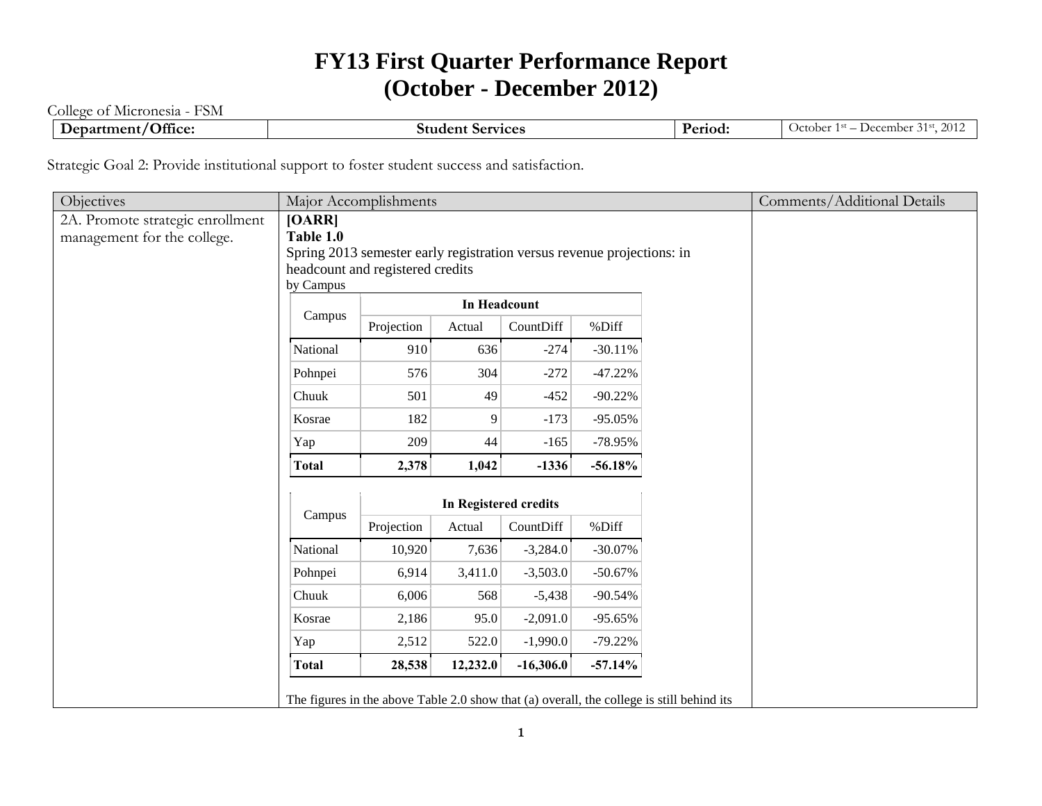# FY13 First Quarter Performance Report
# (October - December 2012)

College of Micronesia - FSM

| Department/Office: | Student Services | Period: | October 1st – December 31st, 2012 |
|---|---|---|---|

Strategic Goal 2: Provide institutional support to foster student success and satisfaction.

| Objectives | Major Accomplishments | Comments/Additional Details |
|---|---|---|
| 2A. Promote strategic enrollment management for the college. | **[OARR]**<br>**Table 1.0**<br>Spring 2013 semester early registration versus revenue projections: in headcount and registered credits<br>by Campus<br><br>*(see tables below)*<br><br>The figures in the above Table 2.0 show that (a) overall, the college is still behind its | |

**In Headcount**

| Campus | Projection | Actual | CountDiff | %Diff |
|---|---|---|---|---|
| National | 910 | 636 | -274 | -30.11% |
| Pohnpei | 576 | 304 | -272 | -47.22% |
| Chuuk | 501 | 49 | -452 | -90.22% |
| Kosrae | 182 | 9 | -173 | -95.05% |
| Yap | 209 | 44 | -165 | -78.95% |
| **Total** | **2,378** | **1,042** | **-1336** | **-56.18%** |

**In Registered credits**

| Campus | Projection | Actual | CountDiff | %Diff |
|---|---|---|---|---|
| National | 10,920 | 7,636 | -3,284.0 | -30.07% |
| Pohnpei | 6,914 | 3,411.0 | -3,503.0 | -50.67% |
| Chuuk | 6,006 | 568 | -5,438 | -90.54% |
| Kosrae | 2,186 | 95.0 | -2,091.0 | -95.65% |
| Yap | 2,512 | 522.0 | -1,990.0 | -79.22% |
| **Total** | **28,538** | **12,232.0** | **-16,306.0** | **-57.14%** |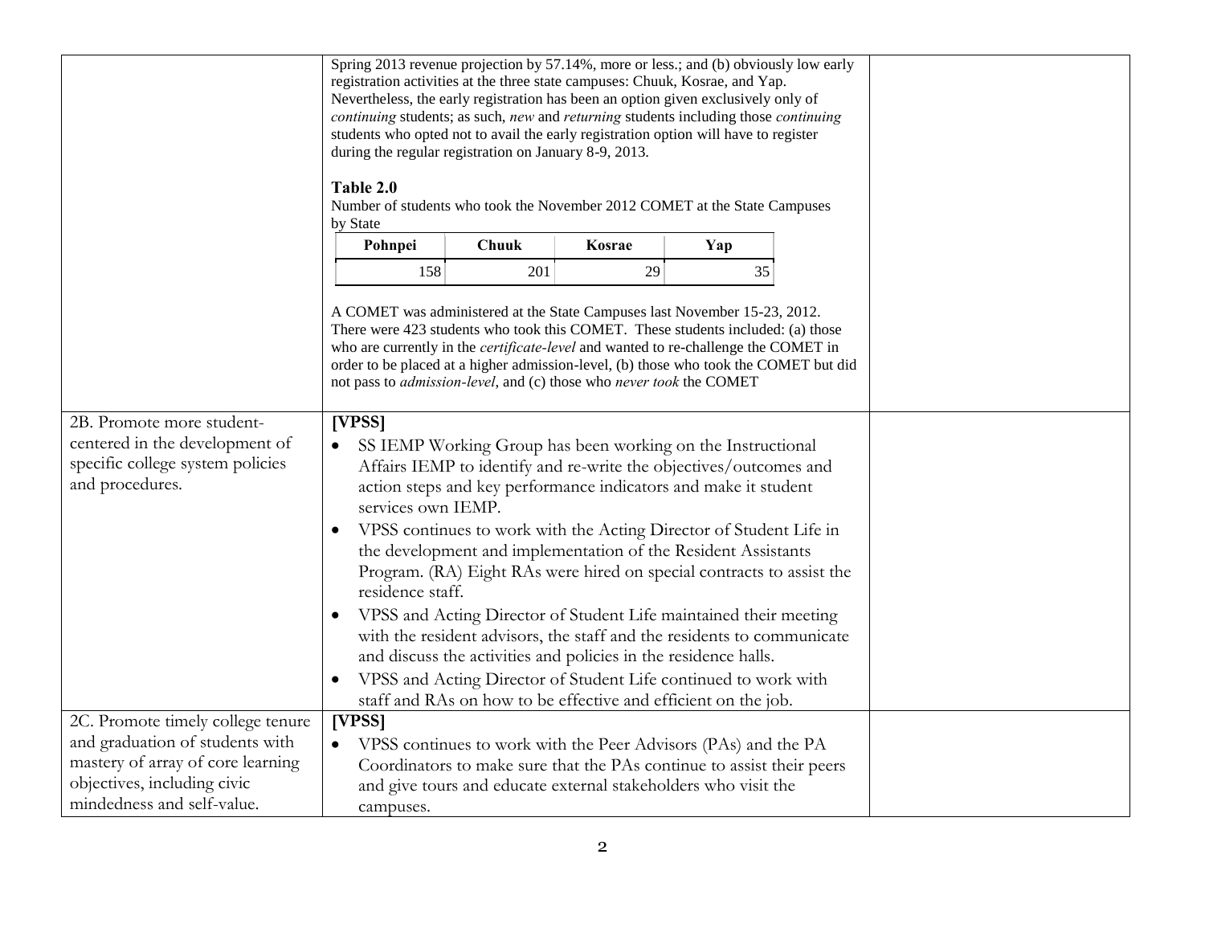| | | |
|---|---|---|
| | Spring 2013 revenue projection by 57.14%, more or less.; and (b) obviously low early registration activities at the three state campuses: Chuuk, Kosrae, and Yap. Nevertheless, the early registration has been an option given exclusively only of *continuing* students; as such, *new* and *returning* students including those *continuing* students who opted not to avail the early registration option will have to register during the regular registration on January 8-9, 2013.<br><br>**Table 2.0**<br>Number of students who took the November 2012 COMET at the State Campuses by State<br><br>**Pohnpei**: 158 · **Chuuk**: 201 · **Kosrae**: 29 · **Yap**: 35<br><br>A COMET was administered at the State Campuses last November 15-23, 2012. There were 423 students who took this COMET. These students included: (a) those who are currently in the *certificate-level* and wanted to re-challenge the COMET in order to be placed at a higher admission-level, (b) those who took the COMET but did not pass to *admission-level*, and (c) those who *never took* the COMET | |
| 2B. Promote more student-centered in the development of specific college system policies and procedures. | **[VPSS]**<br>• SS IEMP Working Group has been working on the Instructional Affairs IEMP to identify and re-write the objectives/outcomes and action steps and key performance indicators and make it student services own IEMP.<br>• VPSS continues to work with the Acting Director of Student Life in the development and implementation of the Resident Assistants Program. (RA) Eight RAs were hired on special contracts to assist the residence staff.<br>• VPSS and Acting Director of Student Life maintained their meeting with the resident advisors, the staff and the residents to communicate and discuss the activities and policies in the residence halls.<br>• VPSS and Acting Director of Student Life continued to work with staff and RAs on how to be effective and efficient on the job. | |
| 2C. Promote timely college tenure and graduation of students with mastery of array of core learning objectives, including civic mindedness and self-value. | **[VPSS]**<br>• VPSS continues to work with the Peer Advisors (PAs) and the PA Coordinators to make sure that the PAs continue to assist their peers and give tours and educate external stakeholders who visit the campuses. | |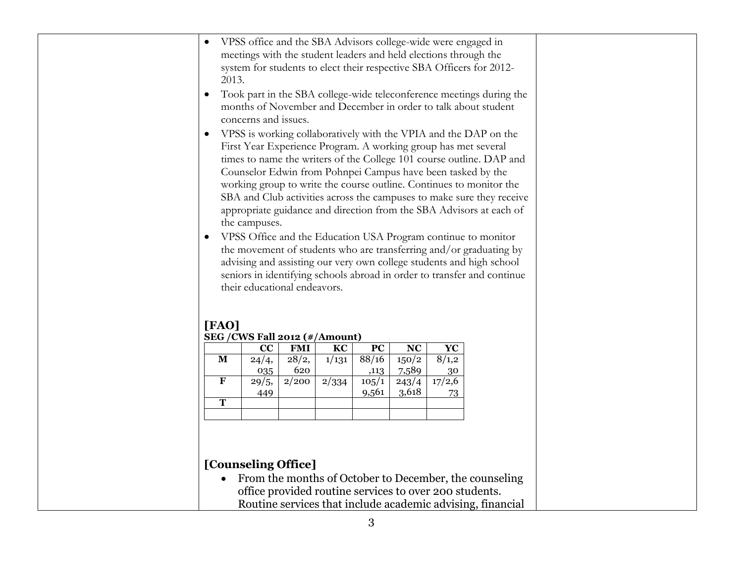- VPSS office and the SBA Advisors college-wide were engaged in meetings with the student leaders and held elections through the system for students to elect their respective SBA Officers for 2012-2013.
- Took part in the SBA college-wide teleconference meetings during the months of November and December in order to talk about student concerns and issues.
- VPSS is working collaboratively with the VPIA and the DAP on the First Year Experience Program. A working group has met several times to name the writers of the College 101 course outline. DAP and Counselor Edwin from Pohnpei Campus have been tasked by the working group to write the course outline. Continues to monitor the SBA and Club activities across the campuses to make sure they receive appropriate guidance and direction from the SBA Advisors at each of the campuses.
- VPSS Office and the Education USA Program continue to monitor the movement of students who are transferring and/or graduating by advising and assisting our very own college students and high school seniors in identifying schools abroad in order to transfer and continue their educational endeavors.

## [FAO]

**SEG /CWS Fall 2012 (#/Amount)**

| | CC | FMI | KC | PC | NC | YC |
|---|---|---|---|---|---|---|
| M | 24/4,035 | 28/2,620 | 1/131 | 88/16,113 | 150/27,589 | 8/1,230 |
| F | 29/5,449 | 2/200 | 2/334 | 105/19,561 | 243/43,618 | 17/2,673 |
| T | | | | | | |
| | | | | | | |

## [Counseling Office]

- From the months of October to December, the counseling office provided routine services to over 200 students. Routine services that include academic advising, financial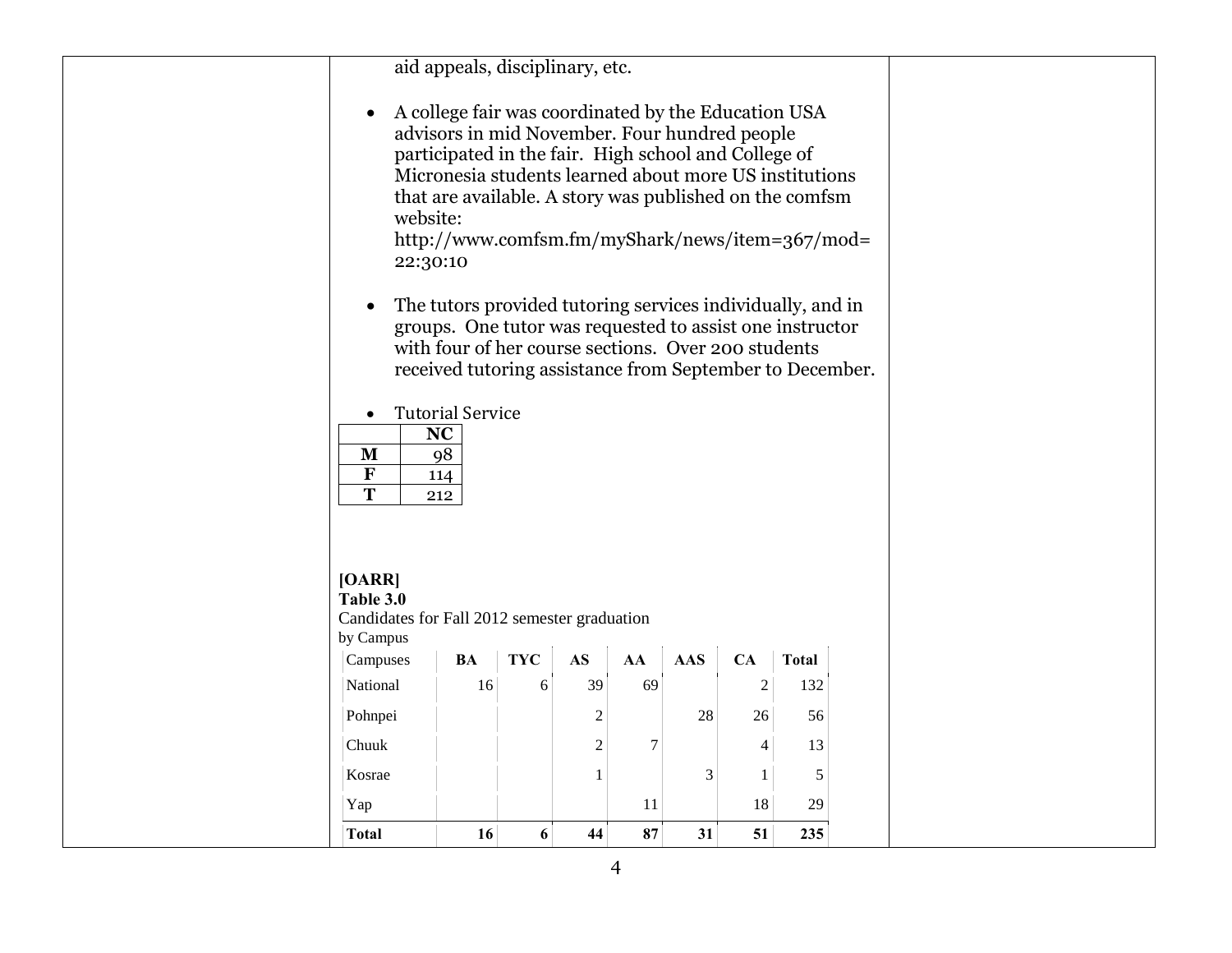aid appeals, disciplinary, etc.

- A college fair was coordinated by the Education USA advisors in mid November. Four hundred people participated in the fair. High school and College of Micronesia students learned about more US institutions that are available. A story was published on the comfsm website: http://www.comfsm.fm/myShark/news/item=367/mod=22:30:10

- The tutors provided tutoring services individually, and in groups. One tutor was requested to assist one instructor with four of her course sections. Over 200 students received tutoring assistance from September to December.

- Tutorial Service

| | NC |
|---|---|
| **M** | 98 |
| **F** | 114 |
| **T** | 212 |

**[OARR]**
**Table 3.0**
Candidates for Fall 2012 semester graduation
by Campus

| Campuses | BA | TYC | AS | AA | AAS | CA | Total |
|---|---|---|---|---|---|---|---|
| National | 16 | 6 | 39 | 69 | | 2 | 132 |
| Pohnpei | | | 2 | | 28 | 26 | 56 |
| Chuuk | | | 2 | 7 | | 4 | 13 |
| Kosrae | | | 1 | | 3 | 1 | 5 |
| Yap | | | | 11 | | 18 | 29 |
| **Total** | **16** | **6** | **44** | **87** | **31** | **51** | **235** |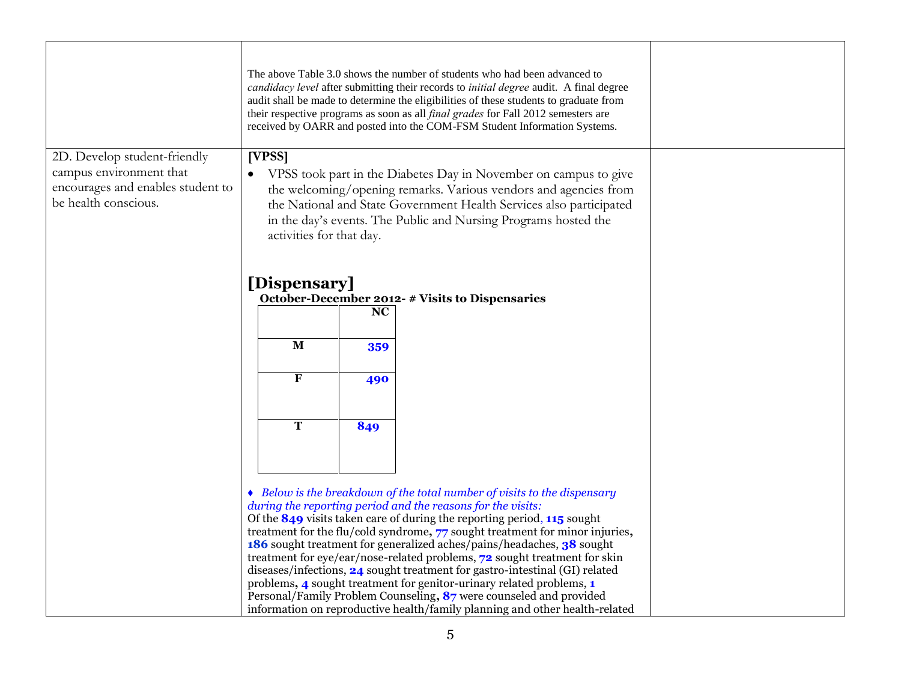| | | |
|---|---|---|
| | The above Table 3.0 shows the number of students who had been advanced to *candidacy level* after submitting their records to *initial degree* audit. A final degree audit shall be made to determine the eligibilities of these students to graduate from their respective programs as soon as all *final grades* for Fall 2012 semesters are received by OARR and posted into the COM-FSM Student Information Systems. | |
| 2D. Develop student-friendly campus environment that encourages and enables student to be health conscious. | **[VPSS]**<br>• VPSS took part in the Diabetes Day in November on campus to give the welcoming/opening remarks. Various vendors and agencies from the National and State Government Health Services also participated in the day's events. The Public and Nursing Programs hosted the activities for that day.<br><br>**[Dispensary]**<br>**October-December 2012- # Visits to Dispensaries**<br><br>(table below)<br><br>♦ *Below is the breakdown of the total number of visits to the dispensary during the reporting period and the reasons for the visits:*<br>Of the **849** visits taken care of during the reporting period, **115** sought treatment for the flu/cold syndrome**,** **77** sought treatment for minor injuries**,** **186** sought treatment for generalized aches/pains/headaches, **38** sought treatment for eye/ear/nose-related problems, **72** sought treatment for skin diseases/infections, **24** sought treatment for gastro-intestinal (GI) related problems**,** **4** sought treatment for genitor-urinary related problems, **1** Personal/Family Problem Counseling**,** **87** were counseled and provided information on reproductive health/family planning and other health-related | |

**October-December 2012- # Visits to Dispensaries**

| | NC |
|---|---|
| M | 359 |
| F | 490 |
| T | 849 |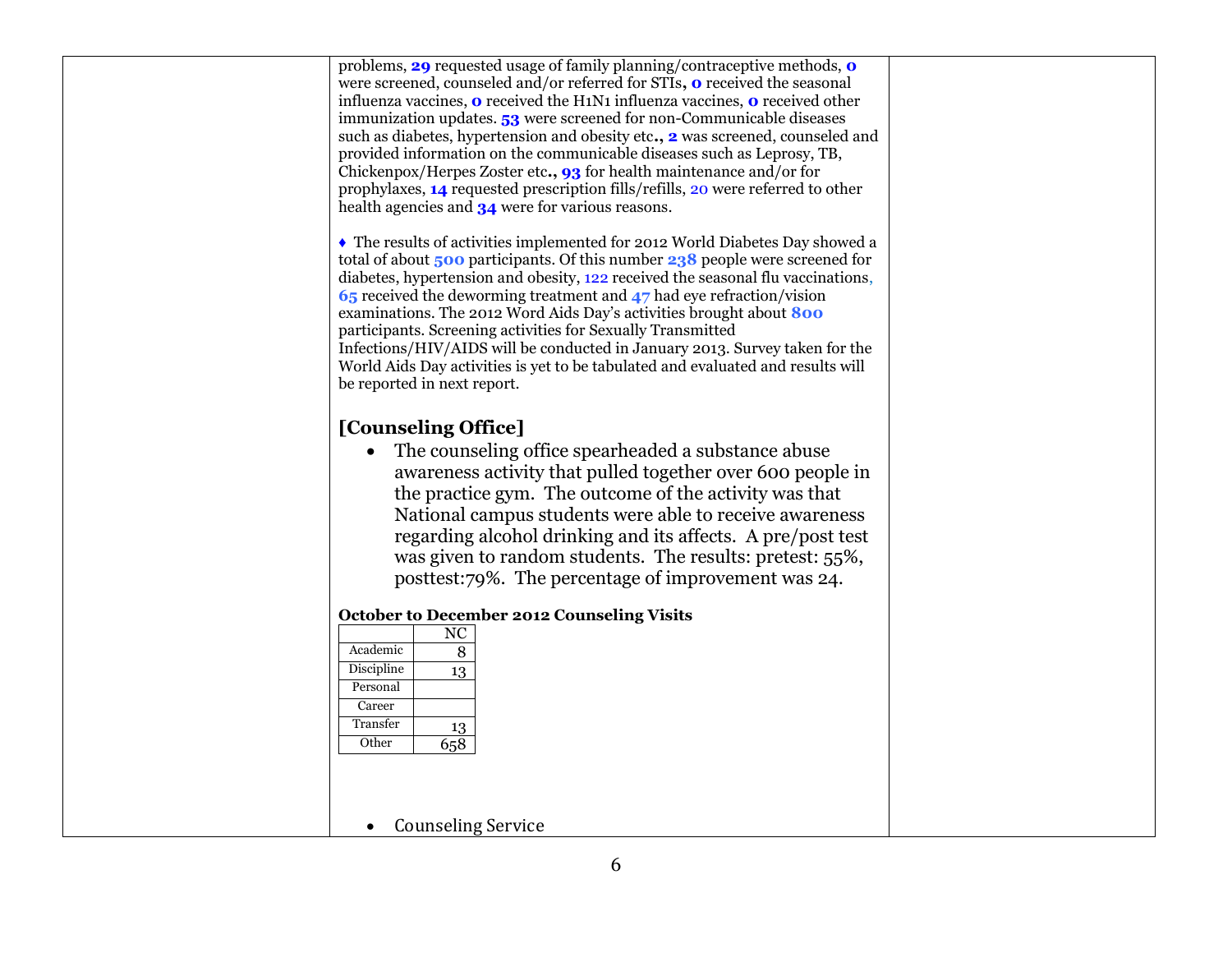problems, **29** requested usage of family planning/contraceptive methods, **0** were screened, counseled and/or referred for STIs**,** **0** received the seasonal influenza vaccines, **0** received the H1N1 influenza vaccines, **0** received other immunization updates. **53** were screened for non-Communicable diseases such as diabetes, hypertension and obesity etc**.,** **2** was screened, counseled and provided information on the communicable diseases such as Leprosy, TB, Chickenpox/Herpes Zoster etc**.,** **93** for health maintenance and/or for prophylaxes, **14** requested prescription fills/refills, 20 were referred to other health agencies and **34** were for various reasons.

♦ The results of activities implemented for 2012 World Diabetes Day showed a total of about **500** participants. Of this number **238** people were screened for diabetes, hypertension and obesity, 122 received the seasonal flu vaccinations, **65** received the deworming treatment and **47** had eye refraction/vision examinations. The 2012 Word Aids Day's activities brought about **800** participants. Screening activities for Sexually Transmitted Infections/HIV/AIDS will be conducted in January 2013. Survey taken for the World Aids Day activities is yet to be tabulated and evaluated and results will be reported in next report.

## [Counseling Office]

- The counseling office spearheaded a substance abuse awareness activity that pulled together over 600 people in the practice gym. The outcome of the activity was that National campus students were able to receive awareness regarding alcohol drinking and its affects. A pre/post test was given to random students. The results: pretest: 55%, posttest:79%. The percentage of improvement was 24.

**October to December 2012 Counseling Visits**

| | NC |
|---|---|
| Academic | 8 |
| Discipline | 13 |
| Personal | |
| Career | |
| Transfer | 13 |
| Other | 658 |

- Counseling Service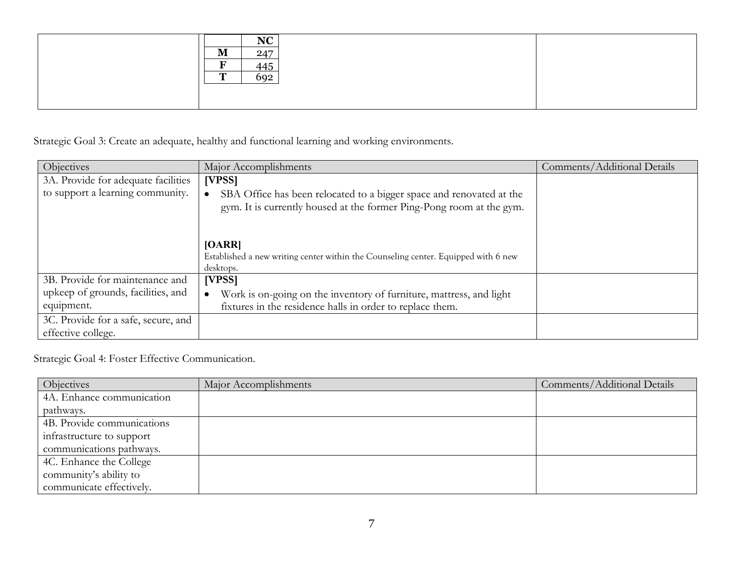| | | |
|---|---|---|
| | <table><tr><th></th><th>NC</th></tr><tr><td>**M**</td><td>247</td></tr><tr><td>**F**</td><td>445</td></tr><tr><td>**T**</td><td>692</td></tr></table> | |

Strategic Goal 3: Create an adequate, healthy and functional learning and working environments.

| Objectives | Major Accomplishments | Comments/Additional Details |
|---|---|---|
| 3A. Provide for adequate facilities to support a learning community. | **[VPSS]**<br>• SBA Office has been relocated to a bigger space and renovated at the gym. It is currently housed at the former Ping-Pong room at the gym.<br><br>**[OARR]**<br>Established a new writing center within the Counseling center. Equipped with 6 new desktops. | |
| 3B. Provide for maintenance and upkeep of grounds, facilities, and equipment. | **[VPSS]**<br>• Work is on-going on the inventory of furniture, mattress, and light fixtures in the residence halls in order to replace them. | |
| 3C. Provide for a safe, secure, and effective college. | | |

Strategic Goal 4: Foster Effective Communication.

| Objectives | Major Accomplishments | Comments/Additional Details |
|---|---|---|
| 4A. Enhance communication pathways. | | |
| 4B. Provide communications infrastructure to support communications pathways. | | |
| 4C. Enhance the College community's ability to communicate effectively. | | |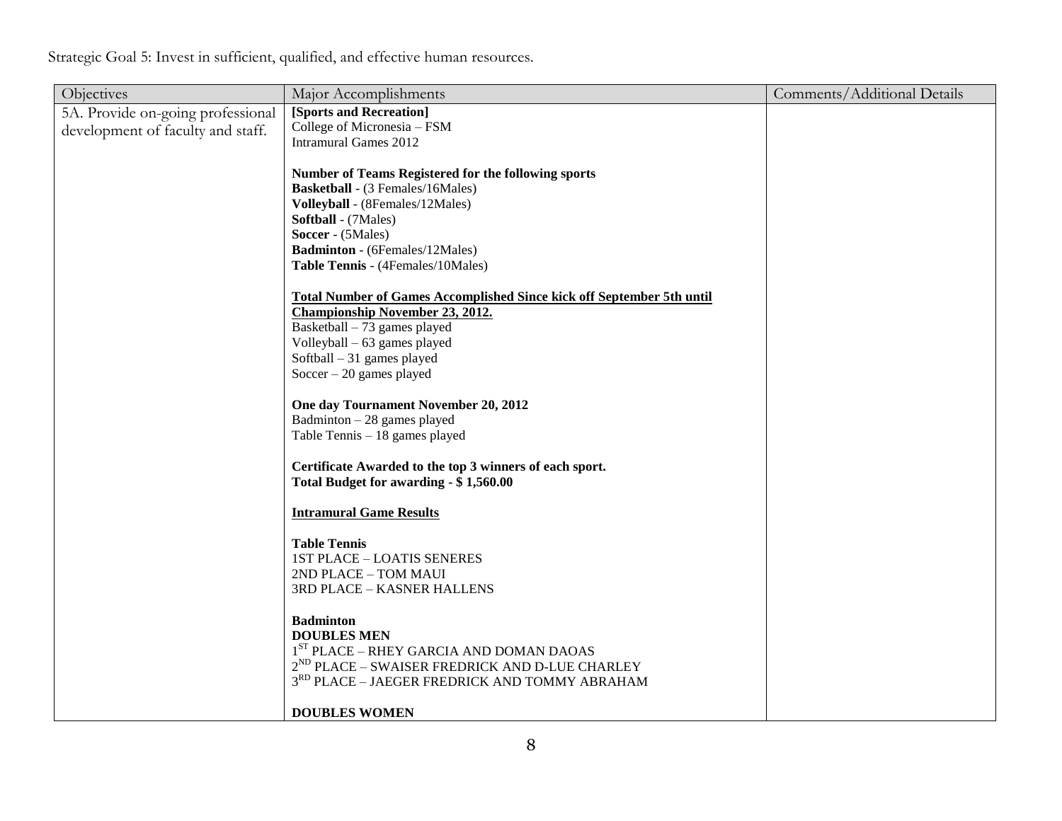Strategic Goal 5: Invest in sufficient, qualified, and effective human resources.

| Objectives | Major Accomplishments | Comments/Additional Details |
| --- | --- | --- |
| 5A. Provide on-going professional development of faculty and staff. | **[Sports and Recreation]**<br>College of Micronesia – FSM<br>Intramural Games 2012<br><br>**Number of Teams Registered for the following sports**<br>**Basketball** - (3 Females/16Males)<br>**Volleyball** - (8Females/12Males)<br>**Softball** - (7Males)<br>**Soccer** - (5Males)<br>**Badminton** - (6Females/12Males)<br>**Table Tennis** - (4Females/10Males)<br><br>**Total Number of Games Accomplished Since kick off September 5th until Championship November 23, 2012.**<br>Basketball – 73 games played<br>Volleyball – 63 games played<br>Softball – 31 games played<br>Soccer – 20 games played<br><br>**One day Tournament November 20, 2012**<br>Badminton – 28 games played<br>Table Tennis – 18 games played<br><br>**Certificate Awarded to the top 3 winners of each sport.**<br>**Total Budget for awarding - $ 1,560.00**<br><br>**Intramural Game Results**<br><br>**Table Tennis**<br>1ST PLACE – LOATIS SENERES<br>2ND PLACE – TOM MAUI<br>3RD PLACE – KASNER HALLENS<br><br>**Badminton**<br>**DOUBLES MEN**<br>1ST PLACE – RHEY GARCIA AND DOMAN DAOAS<br>2ND PLACE – SWAISER FREDRICK AND D-LUE CHARLEY<br>3RD PLACE – JAEGER FREDRICK AND TOMMY ABRAHAM<br><br>**DOUBLES WOMEN** | |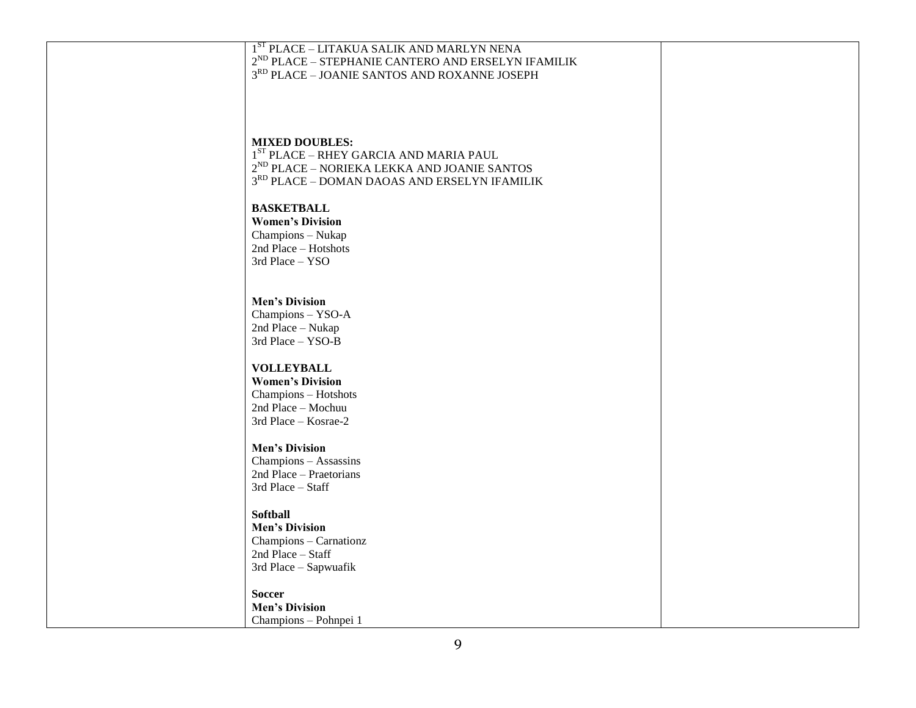| | 1ST PLACE – LITAKUA SALIK AND MARLYN NENA<br>2ND PLACE – STEPHANIE CANTERO AND ERSELYN IFAMILIK<br>3RD PLACE – JOANIE SANTOS AND ROXANNE JOSEPH<br><br>**MIXED DOUBLES:**<br>1ST PLACE – RHEY GARCIA AND MARIA PAUL<br>2ND PLACE – NORIEKA LEKKA AND JOANIE SANTOS<br>3RD PLACE – DOMAN DAOAS AND ERSELYN IFAMILIK<br><br>**BASKETBALL**<br>**Women's Division**<br>Champions – Nukap<br>2nd Place – Hotshots<br>3rd Place – YSO<br><br>**Men's Division**<br>Champions – YSO-A<br>2nd Place – Nukap<br>3rd Place – YSO-B<br><br>**VOLLEYBALL**<br>**Women's Division**<br>Champions – Hotshots<br>2nd Place – Mochuu<br>3rd Place – Kosrae-2<br><br>**Men's Division**<br>Champions – Assassins<br>2nd Place – Praetorians<br>3rd Place – Staff<br><br>**Softball**<br>**Men's Division**<br>Champions – Carnationz<br>2nd Place – Staff<br>3rd Place – Sapwuafik<br><br>**Soccer**<br>**Men's Division**<br>Champions – Pohnpei 1 | |
|---|---|---|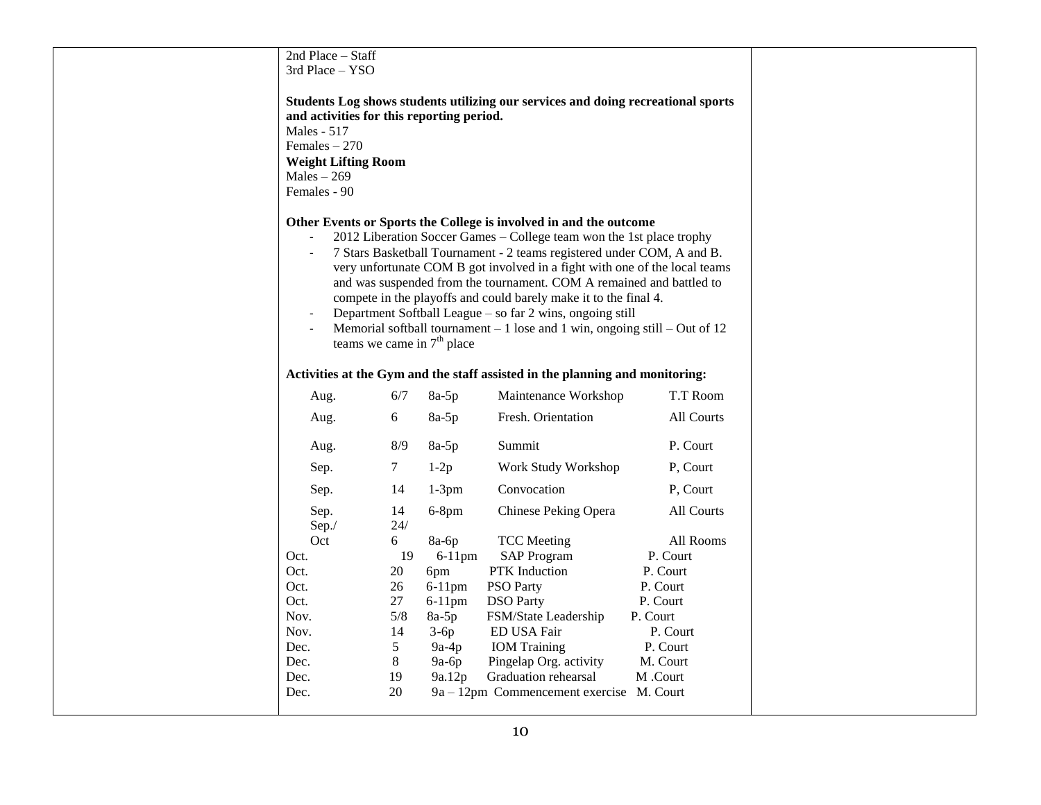2nd Place – Staff
3rd Place – YSO

**Students Log shows students utilizing our services and doing recreational sports and activities for this reporting period.**
Males - 517
Females – 270
**Weight Lifting Room**
Males – 269
Females - 90

**Other Events or Sports the College is involved in and the outcome**

- 2012 Liberation Soccer Games – College team won the 1st place trophy
- 7 Stars Basketball Tournament - 2 teams registered under COM, A and B. very unfortunate COM B got involved in a fight with one of the local teams and was suspended from the tournament. COM A remained and battled to compete in the playoffs and could barely make it to the final 4.
- Department Softball League – so far 2 wins, ongoing still
- Memorial softball tournament – 1 lose and 1 win, ongoing still – Out of 12 teams we came in 7th place

**Activities at the Gym and the staff assisted in the planning and monitoring:**

| Month | Date | Time | Activity | Location |
|---|---|---|---|---|
| Aug. | 6/7 | 8a-5p | Maintenance Workshop | T.T Room |
| Aug. | 6 | 8a-5p | Fresh. Orientation | All Courts |
| Aug. | 8/9 | 8a-5p | Summit | P. Court |
| Sep. | 7 | 1-2p | Work Study Workshop | P, Court |
| Sep. | 14 | 1-3pm | Convocation | P, Court |
| Sep. | 14 | 6-8pm | Chinese Peking Opera | All Courts |
| Sep./ Oct | 24/ 6 | 8a-6p | TCC Meeting | All Rooms |
| Oct. | 19 | 6-11pm | SAP Program | P. Court |
| Oct. | 20 | 6pm | PTK Induction | P. Court |
| Oct. | 26 | 6-11pm | PSO Party | P. Court |
| Oct. | 27 | 6-11pm | DSO Party | P. Court |
| Nov. | 5/8 | 8a-5p | FSM/State Leadership | P. Court |
| Nov. | 14 | 3-6p | ED USA Fair | P. Court |
| Dec. | 5 | 9a-4p | IOM Training | P. Court |
| Dec. | 8 | 9a-6p | Pingelap Org. activity | M. Court |
| Dec. | 19 | 9a.12p | Graduation rehearsal | M .Court |
| Dec. | 20 | 9a – 12pm | Commencement exercise | M. Court |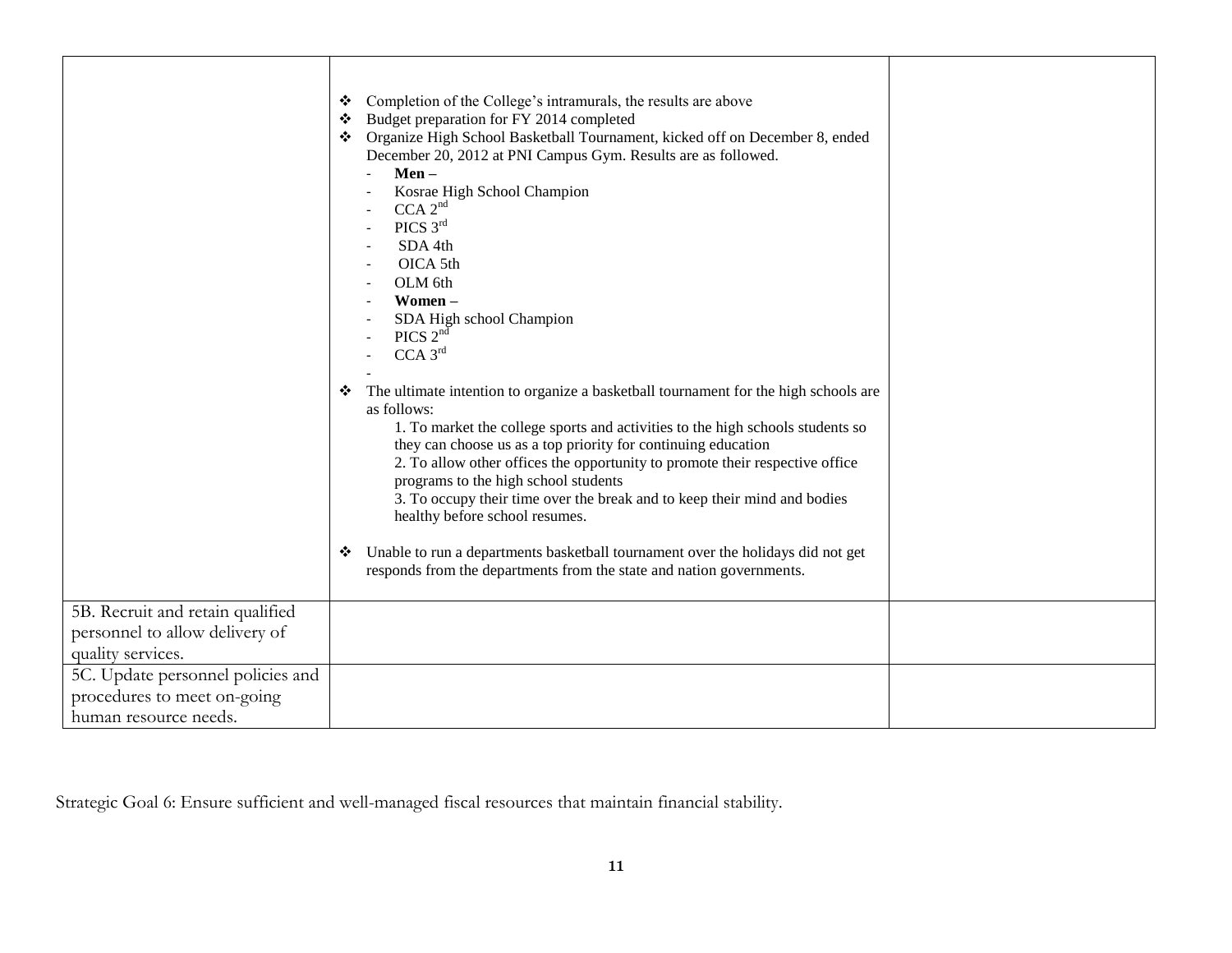| | | |
|---|---|---|
| | ❖ Completion of the College's intramurals, the results are above<br>❖ Budget preparation for FY 2014 completed<br>❖ Organize High School Basketball Tournament, kicked off on December 8, ended December 20, 2012 at PNI Campus Gym. Results are as followed.<br>- **Men –**<br>- Kosrae High School Champion<br>- CCA 2nd<br>- PICS 3rd<br>- SDA 4th<br>- OICA 5th<br>- OLM 6th<br>- **Women –**<br>- SDA High school Champion<br>- PICS 2nd<br>- CCA 3rd<br>-<br>❖ The ultimate intention to organize a basketball tournament for the high schools are as follows:<br>1. To market the college sports and activities to the high schools students so they can choose us as a top priority for continuing education<br>2. To allow other offices the opportunity to promote their respective office programs to the high school students<br>3. To occupy their time over the break and to keep their mind and bodies healthy before school resumes.<br><br>❖ Unable to run a departments basketball tournament over the holidays did not get responds from the departments from the state and nation governments. | |
| 5B. Recruit and retain qualified personnel to allow delivery of quality services. | | |
| 5C. Update personnel policies and procedures to meet on-going human resource needs. | | |

Strategic Goal 6: Ensure sufficient and well-managed fiscal resources that maintain financial stability.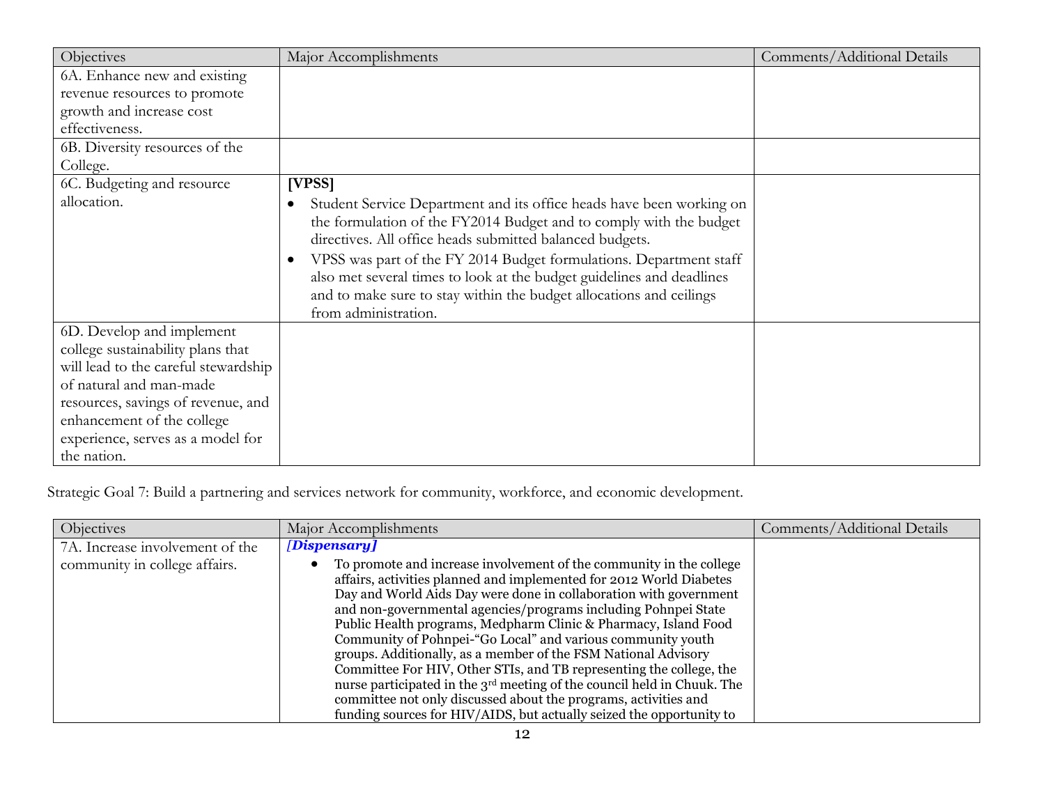| Objectives | Major Accomplishments | Comments/Additional Details |
|---|---|---|
| 6A. Enhance new and existing revenue resources to promote growth and increase cost effectiveness. | | |
| 6B. Diversity resources of the College. | | |
| 6C. Budgeting and resource allocation. | **[VPSS]**<br>• Student Service Department and its office heads have been working on the formulation of the FY2014 Budget and to comply with the budget directives. All office heads submitted balanced budgets.<br>• VPSS was part of the FY 2014 Budget formulations. Department staff also met several times to look at the budget guidelines and deadlines and to make sure to stay within the budget allocations and ceilings from administration. | |
| 6D. Develop and implement college sustainability plans that will lead to the careful stewardship of natural and man-made resources, savings of revenue, and enhancement of the college experience, serves as a model for the nation. | | |

Strategic Goal 7: Build a partnering and services network for community, workforce, and economic development.

| Objectives | Major Accomplishments | Comments/Additional Details |
|---|---|---|
| 7A. Increase involvement of the community in college affairs. | ***[Dispensary]***<br>• To promote and increase involvement of the community in the college affairs, activities planned and implemented for 2012 World Diabetes Day and World Aids Day were done in collaboration with government and non-governmental agencies/programs including Pohnpei State Public Health programs, Medpharm Clinic & Pharmacy, Island Food Community of Pohnpei-"Go Local" and various community youth groups. Additionally, as a member of the FSM National Advisory Committee For HIV, Other STIs, and TB representing the college, the nurse participated in the 3rd meeting of the council held in Chuuk. The committee not only discussed about the programs, activities and funding sources for HIV/AIDS, but actually seized the opportunity to | |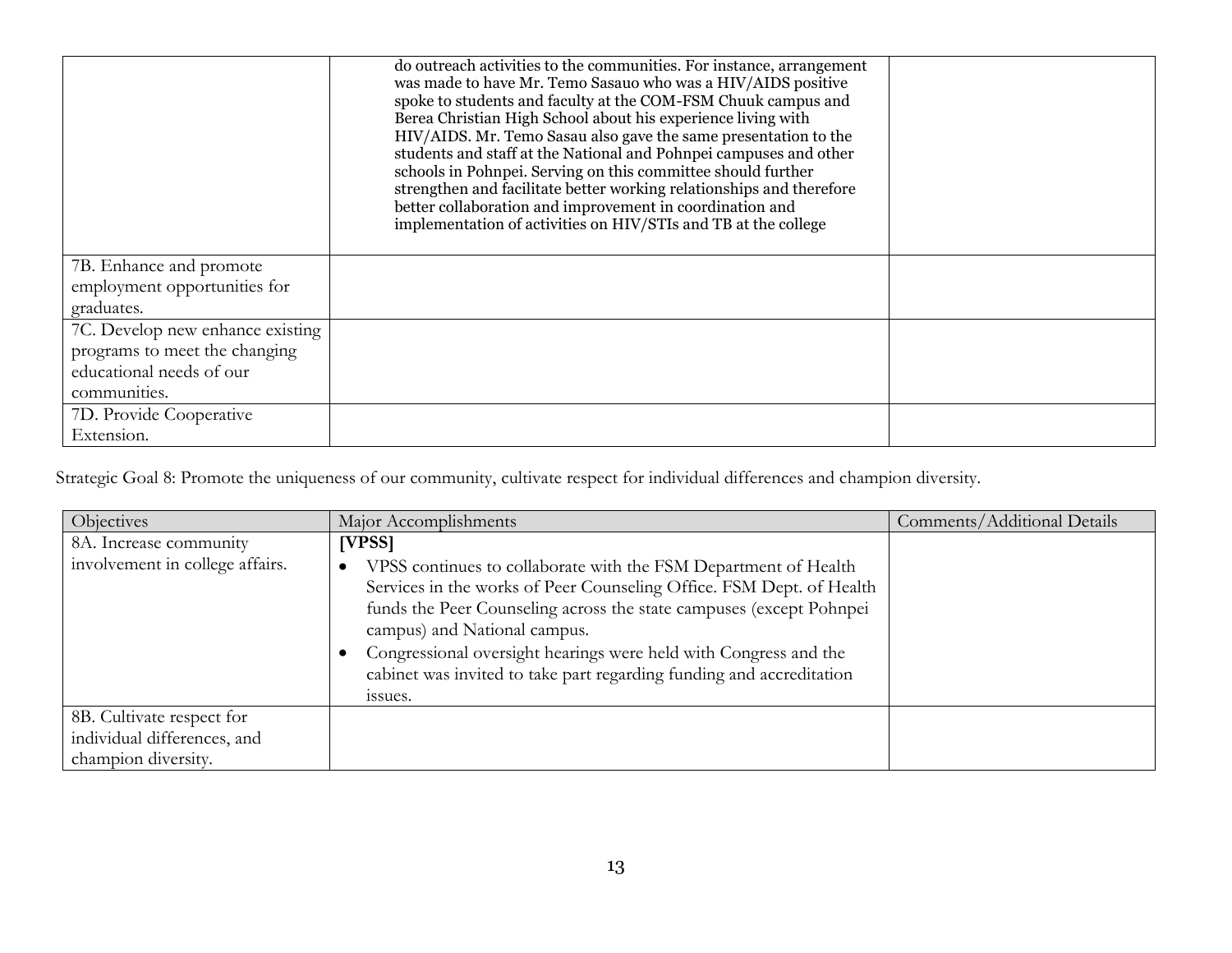| | | |
|---|---|---|
| | do outreach activities to the communities. For instance, arrangement was made to have Mr. Temo Sasauo who was a HIV/AIDS positive spoke to students and faculty at the COM-FSM Chuuk campus and Berea Christian High School about his experience living with HIV/AIDS. Mr. Temo Sasau also gave the same presentation to the students and staff at the National and Pohnpei campuses and other schools in Pohnpei. Serving on this committee should further strengthen and facilitate better working relationships and therefore better collaboration and improvement in coordination and implementation of activities on HIV/STIs and TB at the college | |
| 7B. Enhance and promote employment opportunities for graduates. | | |
| 7C. Develop new enhance existing programs to meet the changing educational needs of our communities. | | |
| 7D. Provide Cooperative Extension. | | |

Strategic Goal 8: Promote the uniqueness of our community, cultivate respect for individual differences and champion diversity.

| Objectives | Major Accomplishments | Comments/Additional Details |
|---|---|---|
| 8A. Increase community involvement in college affairs. | **[VPSS]**<br>• VPSS continues to collaborate with the FSM Department of Health Services in the works of Peer Counseling Office. FSM Dept. of Health funds the Peer Counseling across the state campuses (except Pohnpei campus) and National campus.<br>• Congressional oversight hearings were held with Congress and the cabinet was invited to take part regarding funding and accreditation issues. | |
| 8B. Cultivate respect for individual differences, and champion diversity. | | |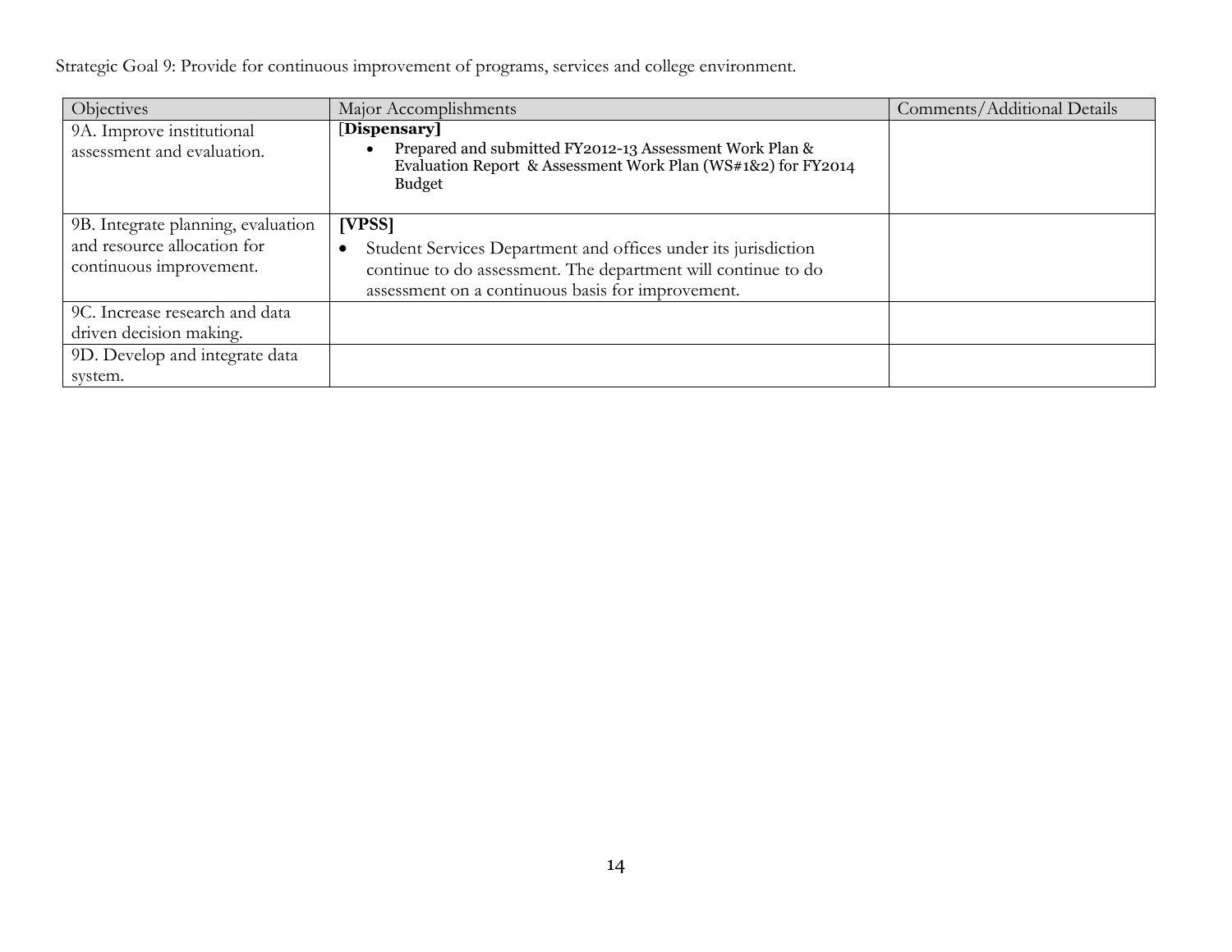Strategic Goal 9: Provide for continuous improvement of programs, services and college environment.

| Objectives | Major Accomplishments | Comments/Additional Details |
|---|---|---|
| 9A. Improve institutional assessment and evaluation. | **[Dispensary]**<br>• Prepared and submitted FY2012-13 Assessment Work Plan & Evaluation Report & Assessment Work Plan (WS#1&2) for FY2014 Budget | |
| 9B. Integrate planning, evaluation and resource allocation for continuous improvement. | **[VPSS]**<br>• Student Services Department and offices under its jurisdiction continue to do assessment. The department will continue to do assessment on a continuous basis for improvement. | |
| 9C. Increase research and data driven decision making. | | |
| 9D. Develop and integrate data system. | | |